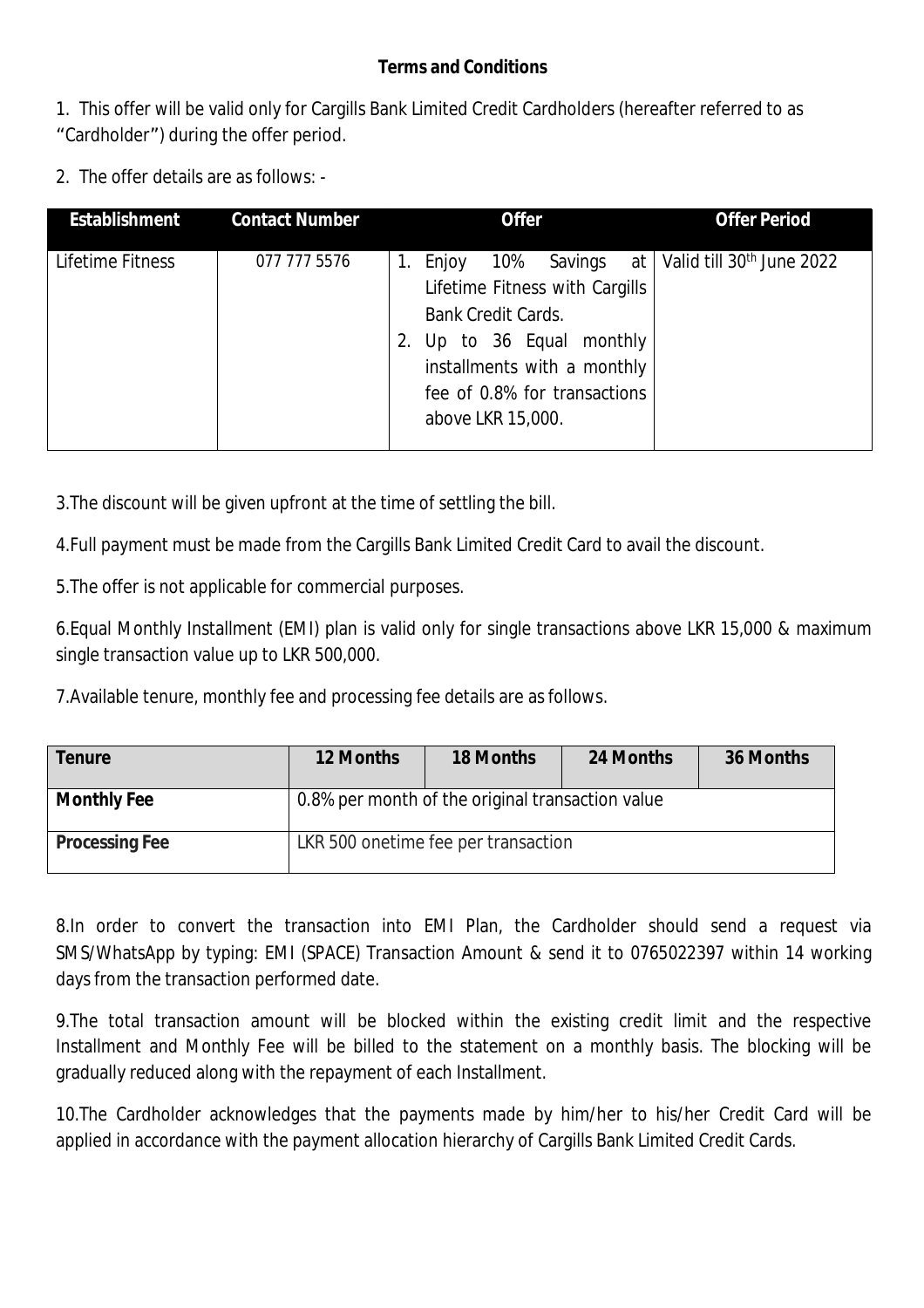## Terms and Conditions

1. This offer will be valid only for Cargills Bank Limited Credit Cardholders (hereafter referred to as "Cardholder") during the offer period.

2. The offer details are as follows: -

| Establishment | Contact Number | Offer | Offer Period |
|---|---|---|---|
| Lifetime Fitness | 077 777 5576 | 1. Enjoy 10% Savings at Lifetime Fitness with Cargills Bank Credit Cards.<br>2. Up to 36 Equal monthly installments with a monthly fee of 0.8% for transactions above LKR 15,000. | Valid till 30th June 2022 |

3.The discount will be given upfront at the time of settling the bill.

4.Full payment must be made from the Cargills Bank Limited Credit Card to avail the discount.

5.The offer is not applicable for commercial purposes.

6.Equal Monthly Installment (EMI) plan is valid only for single transactions above LKR 15,000 & maximum single transaction value up to LKR 500,000.

7.Available tenure, monthly fee and processing fee details are as follows.

| Tenure | 12 Months | 18 Months | 24 Months | 36 Months |
|---|---|---|---|---|
| Monthly Fee | 0.8% per month of the original transaction value | | | |
| Processing Fee | LKR 500 onetime fee per transaction | | | |

8.In order to convert the transaction into EMI Plan, the Cardholder should send a request via SMS/WhatsApp by typing: EMI (SPACE) Transaction Amount & send it to 0765022397 within 14 working days from the transaction performed date.

9.The total transaction amount will be blocked within the existing credit limit and the respective Installment and Monthly Fee will be billed to the statement on a monthly basis. The blocking will be gradually reduced along with the repayment of each Installment.

10.The Cardholder acknowledges that the payments made by him/her to his/her Credit Card will be applied in accordance with the payment allocation hierarchy of Cargills Bank Limited Credit Cards.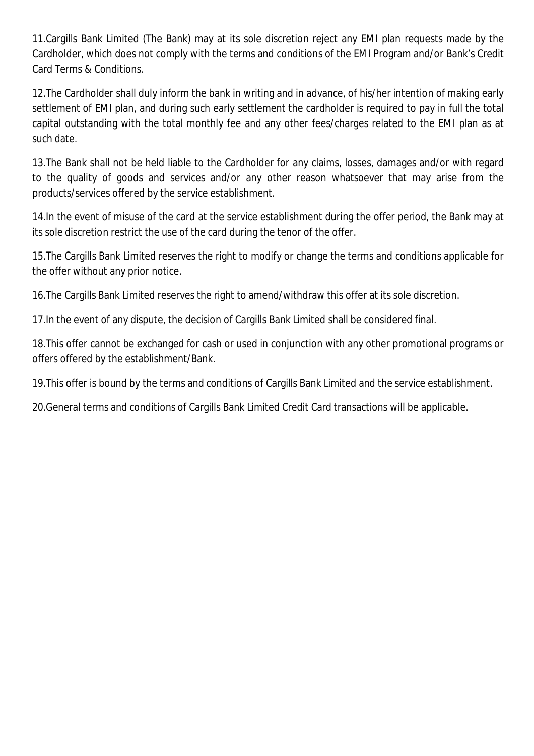11.Cargills Bank Limited (The Bank) may at its sole discretion reject any EMI plan requests made by the Cardholder, which does not comply with the terms and conditions of the EMI Program and/or Bank's Credit Card Terms & Conditions.

12.The Cardholder shall duly inform the bank in writing and in advance, of his/her intention of making early settlement of EMI plan, and during such early settlement the cardholder is required to pay in full the total capital outstanding with the total monthly fee and any other fees/charges related to the EMI plan as at such date.

13.The Bank shall not be held liable to the Cardholder for any claims, losses, damages and/or with regard to the quality of goods and services and/or any other reason whatsoever that may arise from the products/services offered by the service establishment.

14.In the event of misuse of the card at the service establishment during the offer period, the Bank may at its sole discretion restrict the use of the card during the tenor of the offer.

15.The Cargills Bank Limited reserves the right to modify or change the terms and conditions applicable for the offer without any prior notice.

16.The Cargills Bank Limited reserves the right to amend/withdraw this offer at its sole discretion.

17.In the event of any dispute, the decision of Cargills Bank Limited shall be considered final.

18.This offer cannot be exchanged for cash or used in conjunction with any other promotional programs or offers offered by the establishment/Bank.

19.This offer is bound by the terms and conditions of Cargills Bank Limited and the service establishment.

20.General terms and conditions of Cargills Bank Limited Credit Card transactions will be applicable.